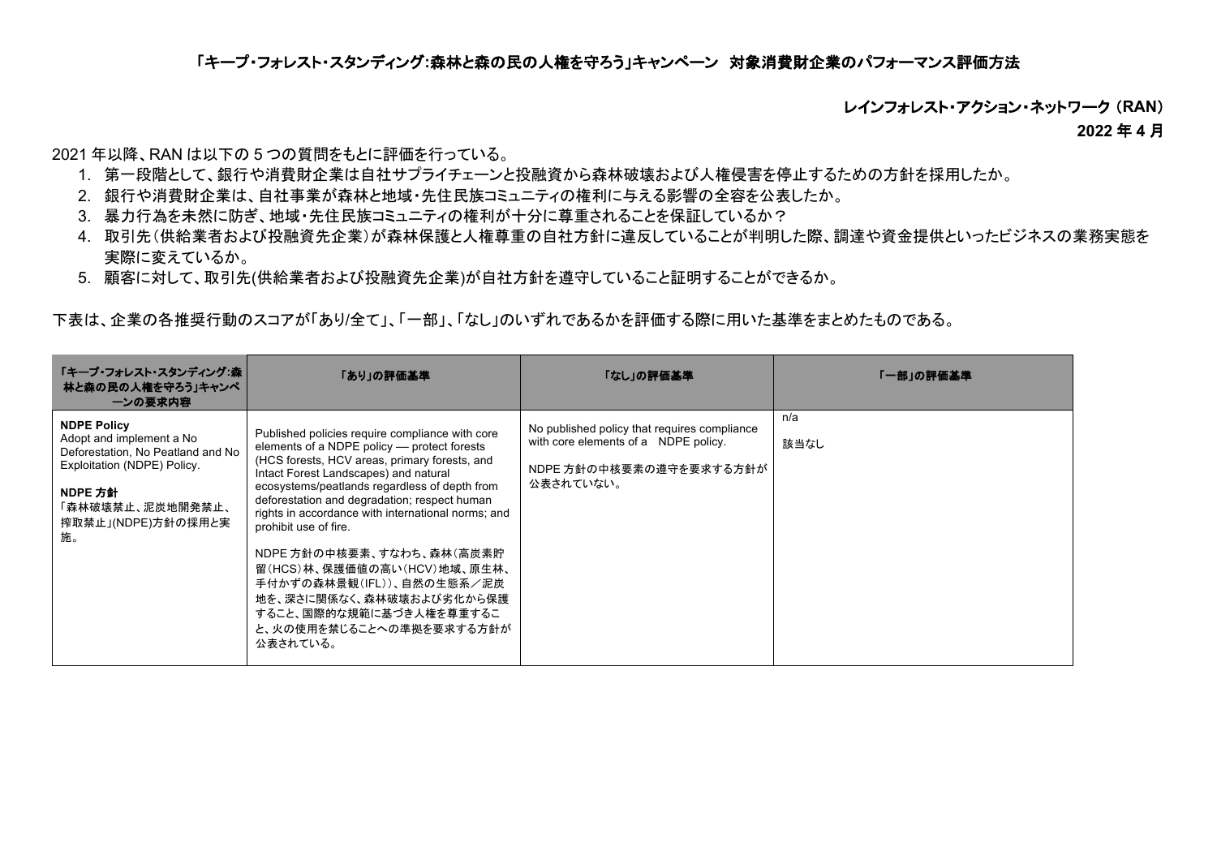# 「キープ・フォレスト・スタンディング:森林と森の民の人権を守ろう」キャンペーン　対象消費財企業のパフォーマンス評価方法

**レインフォレスト・アクション・ネットワーク（RAN）**

**2022 年 4 月**

2021 年以降、RAN は以下の 5 つの質問をもとに評価を行っている。

1. 第一段階として、銀行や消費財企業は自社サプライチェーンと投融資から森林破壊および人権侵害を停止するための方針を採用したか。
2. 銀行や消費財企業は、自社事業が森林と地域・先住民族コミュニティの権利に与える影響の全容を公表したか。
3. 暴力行為を未然に防ぎ、地域・先住民族コミュニティの権利が十分に尊重されることを保証しているか？
4. 取引先（供給業者および投融資先企業）が森林保護と人権尊重の自社方針に違反していることが判明した際、調達や資金提供といったビジネスの業務実態を実際に変えているか。
5. 顧客に対して、取引先(供給業者および投融資先企業)が自社方針を遵守していること証明することができるか。

下表は、企業の各推奨行動のスコアが「あり/全て」、「一部」、「なし」のいずれであるかを評価する際に用いた基準をまとめたものである。

| 「キープ・フォレスト・スタンディング:森林と森の民の人権を守ろう」キャンペーンの要求内容 | 「あり」の評価基準 | 「なし」の評価基準 | 「一部」の評価基準 |
|---|---|---|---|
| **NDPE Policy**<br>Adopt and implement a No Deforestation, No Peatland and No Exploitation (NDPE) Policy.<br><br>**NDPE 方針**<br>「森林破壊禁止、泥炭地開発禁止、搾取禁止」(NDPE)方針の採用と実施。 | Published policies require compliance with core elements of a NDPE policy — protect forests (HCS forests, HCV areas, primary forests, and Intact Forest Landscapes) and natural ecosystems/peatlands regardless of depth from deforestation and degradation; respect human rights in accordance with international norms; and prohibit use of fire.<br><br>NDPE 方針の中核要素、すなわち、森林（高炭素貯留（HCS）林、保護価値の高い（HCV）地域、原生林、手付かずの森林景観（IFL））、自然の生態系／泥炭地を、深さに関係なく、森林破壊および劣化から保護すること、国際的な規範に基づき人権を尊重すること、火の使用を禁じることへの準拠を要求する方針が公表されている。 | No published policy that requires compliance with core elements of a NDPE policy.<br><br>NDPE 方針の中核要素の遵守を要求する方針が公表されていない。 | n/a<br><br>該当なし |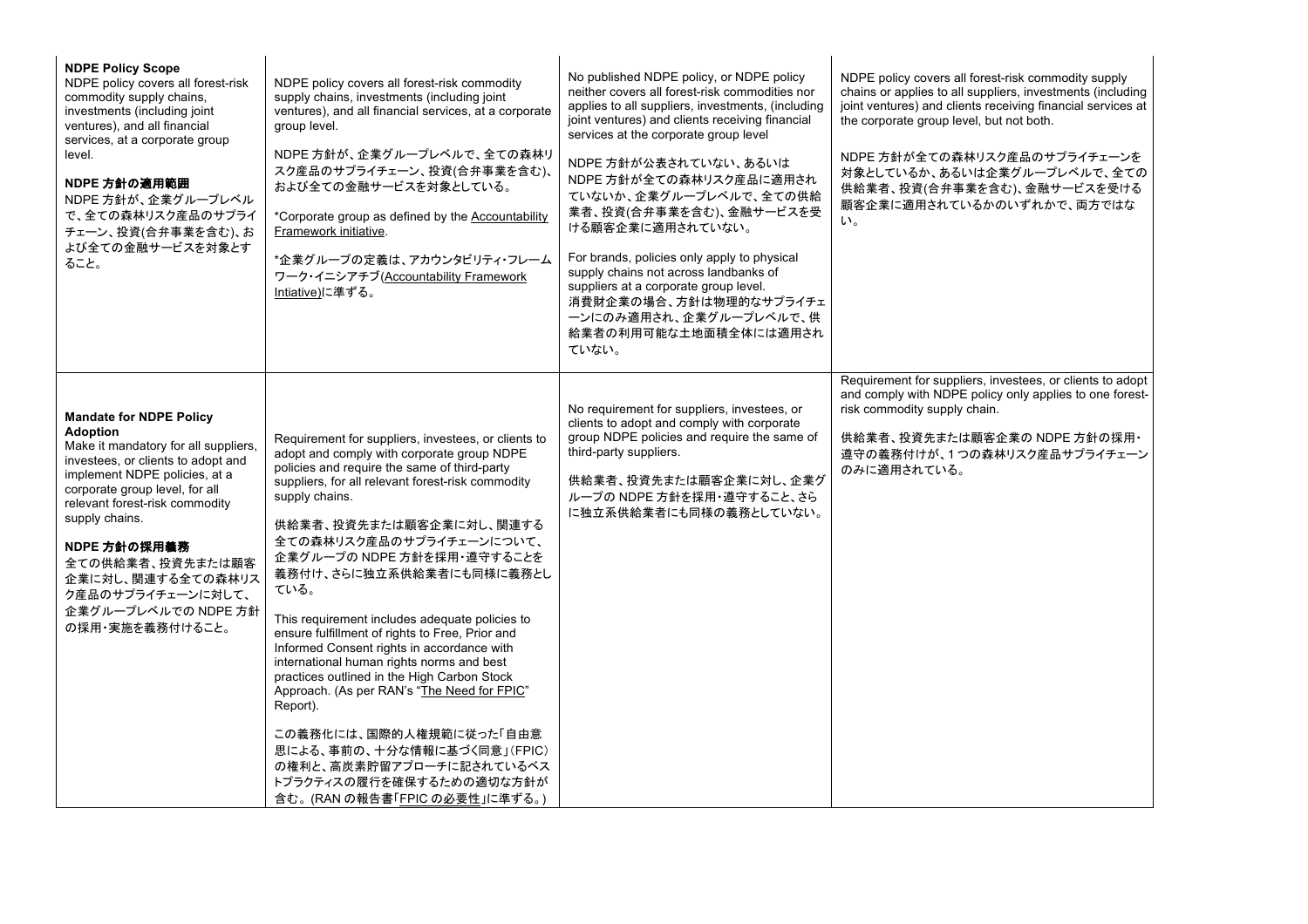| | | | |
|---|---|---|---|
| **NDPE Policy Scope**<br>NDPE policy covers all forest-risk commodity supply chains, investments (including joint ventures), and all financial services, at a corporate group level.<br><br>**NDPE 方針の適用範囲**<br>NDPE 方針が、企業グループレベルで、全ての森林リスク産品のサプライチェーン、投資(合弁事業を含む)、および全ての金融サービスを対象とすること。 | NDPE policy covers all forest-risk commodity supply chains, investments (including joint ventures), and all financial services, at a corporate group level.<br><br>NDPE 方針が、企業グループレベルで、全ての森林リスク産品のサプライチェーン、投資(合弁事業を含む)、および全ての金融サービスを対象としている。<br><br>*Corporate group as defined by the Accountability Framework initiative.<br><br>*企業グループの定義は、アカウンタビリティ・フレームワーク・イニシアチブ(Accountability Framework Intiative)に準ずる。 | No published NDPE policy, or NDPE policy neither covers all forest-risk commodities nor applies to all suppliers, investments, (including joint ventures) and clients receiving financial services at the corporate group level<br><br>NDPE 方針が公表されていない、あるいは NDPE 方針が全ての森林リスク産品に適用されていないか、企業グループレベルで、全ての供給業者、投資(合弁事業を含む)、金融サービスを受ける顧客企業に適用されていない。<br><br>For brands, policies only apply to physical supply chains not across landbanks of suppliers at a corporate group level.<br>消費財企業の場合、方針は物理的なサプライチェーンにのみ適用され、企業グループレベルで、供給業者の利用可能な土地面積全体には適用されていない。 | NDPE policy covers all forest-risk commodity supply chains or applies to all suppliers, investments (including joint ventures) and clients receiving financial services at the corporate group level, but not both.<br><br>NDPE 方針が全ての森林リスク産品のサプライチェーンを対象としているか、あるいは企業グループレベルで、全ての供給業者、投資(合弁事業を含む)、金融サービスを受ける顧客企業に適用されているかのいずれかで、両方ではない。 |
| **Mandate for NDPE Policy Adoption**<br>Make it mandatory for all suppliers, investees, or clients to adopt and implement NDPE policies, at a corporate group level, for all relevant forest-risk commodity supply chains.<br><br>**NDPE 方針の採用義務**<br>全ての供給業者、投資先または顧客企業に対し、関連する全ての森林リスク産品のサプライチェーンに対して、企業グループレベルでの NDPE 方針の採用・実施を義務付けること。 | Requirement for suppliers, investees, or clients to adopt and comply with corporate group NDPE policies and require the same of third-party suppliers, for all relevant forest-risk commodity supply chains.<br><br>供給業者、投資先または顧客企業に対し、関連する全ての森林リスク産品のサプライチェーンについて、企業グループの NDPE 方針を採用・遵守することを義務付け、さらに独立系供給業者にも同様に義務としている。<br><br>This requirement includes adequate policies to ensure fulfillment of rights to Free, Prior and Informed Consent rights in accordance with international human rights norms and best practices outlined in the High Carbon Stock Approach. (As per RAN's "The Need for FPIC" Report).<br><br>この義務化には、国際的人権規範に従った「自由意思による、事前の、十分な情報に基づく同意」(FPIC)の権利と、高炭素貯留アプローチに記されているベストプラクティスの履行を確保するための適切な方針が含む。(RAN の報告書「FPIC の必要性」に準ずる。) | No requirement for suppliers, investees, or clients to adopt and comply with corporate group NDPE policies and require the same of third-party suppliers.<br><br>供給業者、投資先または顧客企業に対し、企業グループの NDPE 方針を採用・遵守すること、さらに独立系供給業者にも同様の義務としていない。 | Requirement for suppliers, investees, or clients to adopt and comply with NDPE policy only applies to one forest-risk commodity supply chain.<br><br>供給業者、投資先または顧客企業の NDPE 方針の採用・遵守の義務付けが、1 つの森林リスク産品サプライチェーンのみに適用されている。 |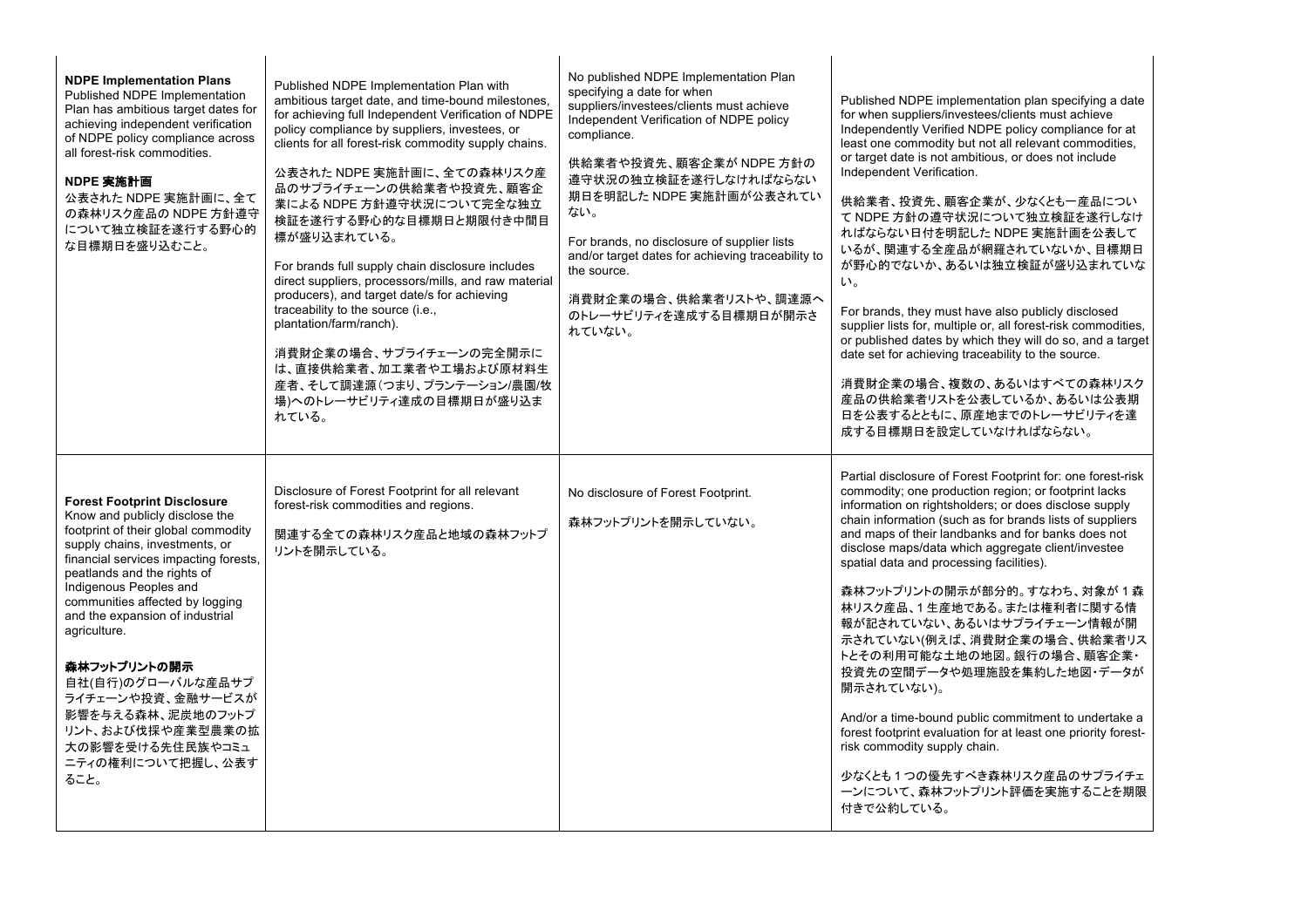| | | | |
|---|---|---|---|
| **NDPE Implementation Plans**<br>Published NDPE Implementation Plan has ambitious target dates for achieving independent verification of NDPE policy compliance across all forest-risk commodities.<br><br>**NDPE 実施計画**<br>公表された NDPE 実施計画に、全ての森林リスク産品の NDPE 方針遵守について独立検証を遂行する野心的な目標期日を盛り込むこと。 | Published NDPE Implementation Plan with ambitious target date, and time-bound milestones, for achieving full Independent Verification of NDPE policy compliance by suppliers, investees, or clients for all forest-risk commodity supply chains.<br><br>公表された NDPE 実施計画に、全ての森林リスク産品のサプライチェーンの供給業者や投資先、顧客企業による NDPE 方針遵守状況について完全な独立検証を遂行する野心的な目標期日と期限付き中間目標が盛り込まれている。<br><br>For brands full supply chain disclosure includes direct suppliers, processors/mills, and raw material producers), and target date/s for achieving traceability to the source (i.e., plantation/farm/ranch).<br><br>消費財企業の場合、サプライチェーンの完全開示には、直接供給業者、加工業者や工場および原材料生産者、そして調達源（つまり、プランテーション/農園/牧場）へのトレーサビリティ達成の目標期日が盛り込まれている。 | No published NDPE Implementation Plan specifying a date for when suppliers/investees/clients must achieve Independent Verification of NDPE policy compliance.<br><br>供給業者や投資先、顧客企業が NDPE 方針の遵守状況の独立検証を遂行しなければならない期日を明記した NDPE 実施計画が公表されていない。<br><br>For brands, no disclosure of supplier lists and/or target dates for achieving traceability to the source.<br><br>消費財企業の場合、供給業者リストや、調達源へのトレーサビリティを達成する目標期日が開示されていない。 | Published NDPE implementation plan specifying a date for when suppliers/investees/clients must achieve Independently Verified NDPE policy compliance for at least one commodity but not all relevant commodities, or target date is not ambitious, or does not include Independent Verification.<br><br>供給業者、投資先、顧客企業が、少なくとも一産品について NDPE 方針の遵守状況について独立検証を遂行しなければならない日付を明記した NDPE 実施計画を公表しているが、関連する全産品が網羅されていないか、目標期日が野心的でないか、あるいは独立検証が盛り込まれていない。<br><br>For brands, they must have also publicly disclosed supplier lists for, multiple or, all forest-risk commodities, or published dates by which they will do so, and a target date set for achieving traceability to the source.<br><br>消費財企業の場合、複数の、あるいはすべての森林リスク産品の供給業者リストを公表しているか、あるいは公表期日を公表するとともに、原産地までのトレーサビリティを達成する目標期日を設定していなければならない。 |
| **Forest Footprint Disclosure**<br>Know and publicly disclose the footprint of their global commodity supply chains, investments, or financial services impacting forests, peatlands and the rights of Indigenous Peoples and communities affected by logging and the expansion of industrial agriculture.<br><br>**森林フットプリントの開示**<br>自社(自行)のグローバルな産品サプライチェーンや投資、金融サービスが影響を与える森林、泥炭地のフットプリント、および伐採や産業型農業の拡大の影響を受ける先住民族やコミュニティの権利について把握し、公表すること。 | Disclosure of Forest Footprint for all relevant forest-risk commodities and regions.<br><br>関連する全ての森林リスク産品と地域の森林フットプリントを開示している。 | No disclosure of Forest Footprint.<br><br>森林フットプリントを開示していない。 | Partial disclosure of Forest Footprint for: one forest-risk commodity; one production region; or footprint lacks information on rightsholders; or does disclose supply chain information (such as for brands lists of suppliers and maps of their landbanks and for banks does not disclose maps/data which aggregate client/investee spatial data and processing facilities).<br><br>森林フットプリントの開示が部分的。すなわち、対象が 1 森林リスク産品、1 生産地である。または権利者に関する情報が記されていない、あるいはサプライチェーン情報が開示されていない(例えば、消費財企業の場合、供給業者リストとその利用可能な土地の地図。銀行の場合、顧客企業・投資先の空間データや処理施設を集約した地図・データが開示されていない)。<br><br>And/or a time-bound public commitment to undertake a forest footprint evaluation for at least one priority forest-risk commodity supply chain.<br><br>少なくとも 1 つの優先すべき森林リスク産品のサプライチェーンについて、森林フットプリント評価を実施することを期限付きで公約している。 |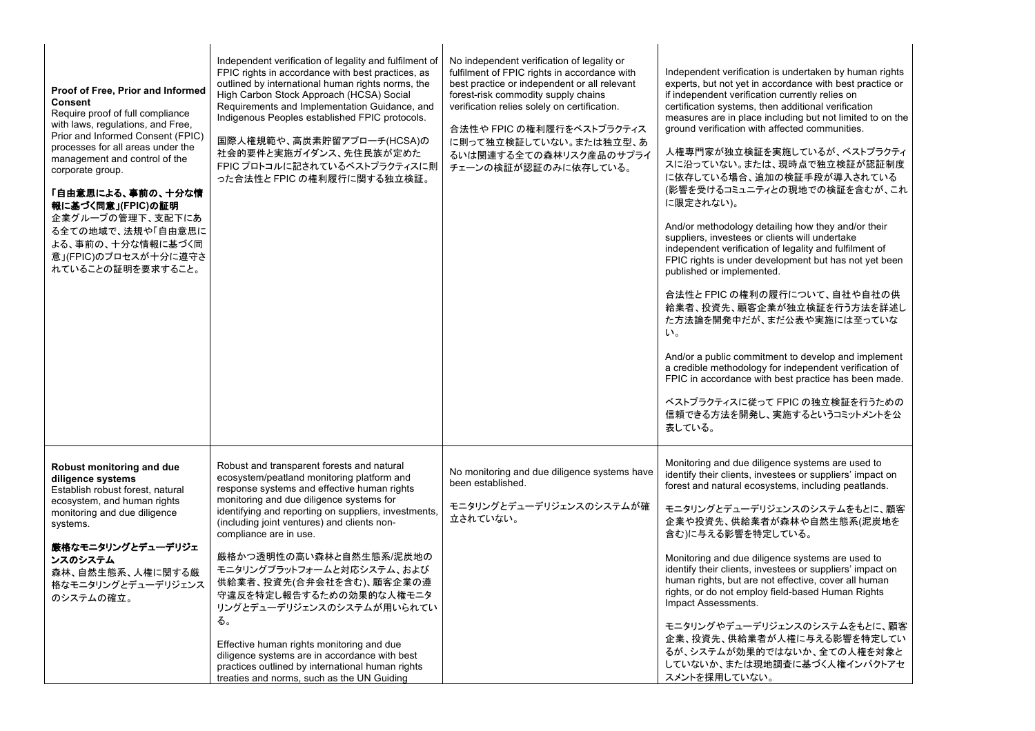| | | | |
|---|---|---|---|
| **Proof of Free, Prior and Informed Consent**<br>Require proof of full compliance with laws, regulations, and Free, Prior and Informed Consent (FPIC) processes for all areas under the management and control of the corporate group.<br><br>**「自由意思による、事前の、十分な情報に基づく同意」(FPIC)の証明**<br>企業グループの管理下、支配下にある全ての地域で、法規や「自由意思による、事前の、十分な情報に基づく同意」(FPIC)のプロセスが十分に遵守されていることの証明を要求すること。 | Independent verification of legality and fulfilment of FPIC rights in accordance with best practices, as outlined by international human rights norms, the High Carbon Stock Approach (HCSA) Social Requirements and Implementation Guidance, and Indigenous Peoples established FPIC protocols.<br><br>国際人権規範や、高炭素貯留アプローチ(HCSA)の社会的要件と実施ガイダンス、先住民族が定めたFPICプロトコルに記されているベストプラクティスに則った合法性とFPICの権利履行に関する独立検証。 | No independent verification of legality or fulfilment of FPIC rights in accordance with best practice or independent or all relevant forest-risk commodity supply chains verification relies solely on certification.<br><br>合法性やFPICの権利履行をベストプラクティスに則って独立検証していない。または独立型、あるいは関連する全ての森林リスク産品のサプライチェーンの検証が認証のみに依存している。 | Independent verification is undertaken by human rights experts, but not yet in accordance with best practice or if independent verification currently relies on certification systems, then additional verification measures are in place including but not limited to on the ground verification with affected communities.<br><br>人権専門家が独立検証を実施しているが、ベストプラクティスに沿っていない。または、現時点で独立検証が認証制度に依存している場合、追加の検証手段が導入されている(影響を受けるコミュニティとの現地での検証を含むが、これに限定されない)。<br><br>And/or methodology detailing how they and/or their suppliers, investees or clients will undertake independent verification of legality and fulfilment of FPIC rights is under development but has not yet been published or implemented.<br><br>合法性とFPICの権利の履行について、自社や自社の供給業者、投資先、顧客企業が独立検証を行う方法を詳述した方法論を開発中だが、まだ公表や実施には至っていない。<br><br>And/or a public commitment to develop and implement a credible methodology for independent verification of FPIC in accordance with best practice has been made.<br><br>ベストプラクティスに従ってFPICの独立検証を行うための信頼できる方法を開発し、実施するというコミットメントを公表している。 |
| **Robust monitoring and due diligence systems**<br>Establish robust forest, natural ecosystem, and human rights monitoring and due diligence systems.<br><br>**厳格なモニタリングとデューデリジェンスのシステム**<br>森林、自然生態系、人権に関する厳格なモニタリングとデューデリジェンスのシステムの確立。 | Robust and transparent forests and natural ecosystem/peatland monitoring platform and response systems and effective human rights monitoring and due diligence systems for identifying and reporting on suppliers, investments, (including joint ventures) and clients non-compliance are in use.<br><br>厳格かつ透明性の高い森林と自然生態系/泥炭地のモニタリングプラットフォームと対応システム、および供給業者、投資先(合弁会社を含む)、顧客企業の遵守違反を特定し報告するための効果的な人権モニタリングとデューデリジェンスのシステムが用いられている。<br><br>Effective human rights monitoring and due diligence systems are in accordance with best practices outlined by international human rights treaties and norms, such as the UN Guiding | No monitoring and due diligence systems have been established.<br><br>モニタリングとデューデリジェンスのシステムが確立されていない。 | Monitoring and due diligence systems are used to identify their clients, investees or suppliers' impact on forest and natural ecosystems, including peatlands.<br><br>モニタリングとデューデリジェンスのシステムをもとに、顧客企業や投資先、供給業者が森林や自然生態系(泥炭地を含む)に与える影響を特定している。<br><br>Monitoring and due diligence systems are used to identify their clients, investees or suppliers' impact on human rights, but are not effective, cover all human rights, or do not employ field-based Human Rights Impact Assessments.<br><br>モニタリングやデューデリジェンスのシステムをもとに、顧客企業、投資先、供給業者が人権に与える影響を特定しているが、システムが効果的ではないか、全ての人権を対象としていないか、または現地調査に基づく人権インパクトアセスメントを採用していない。 |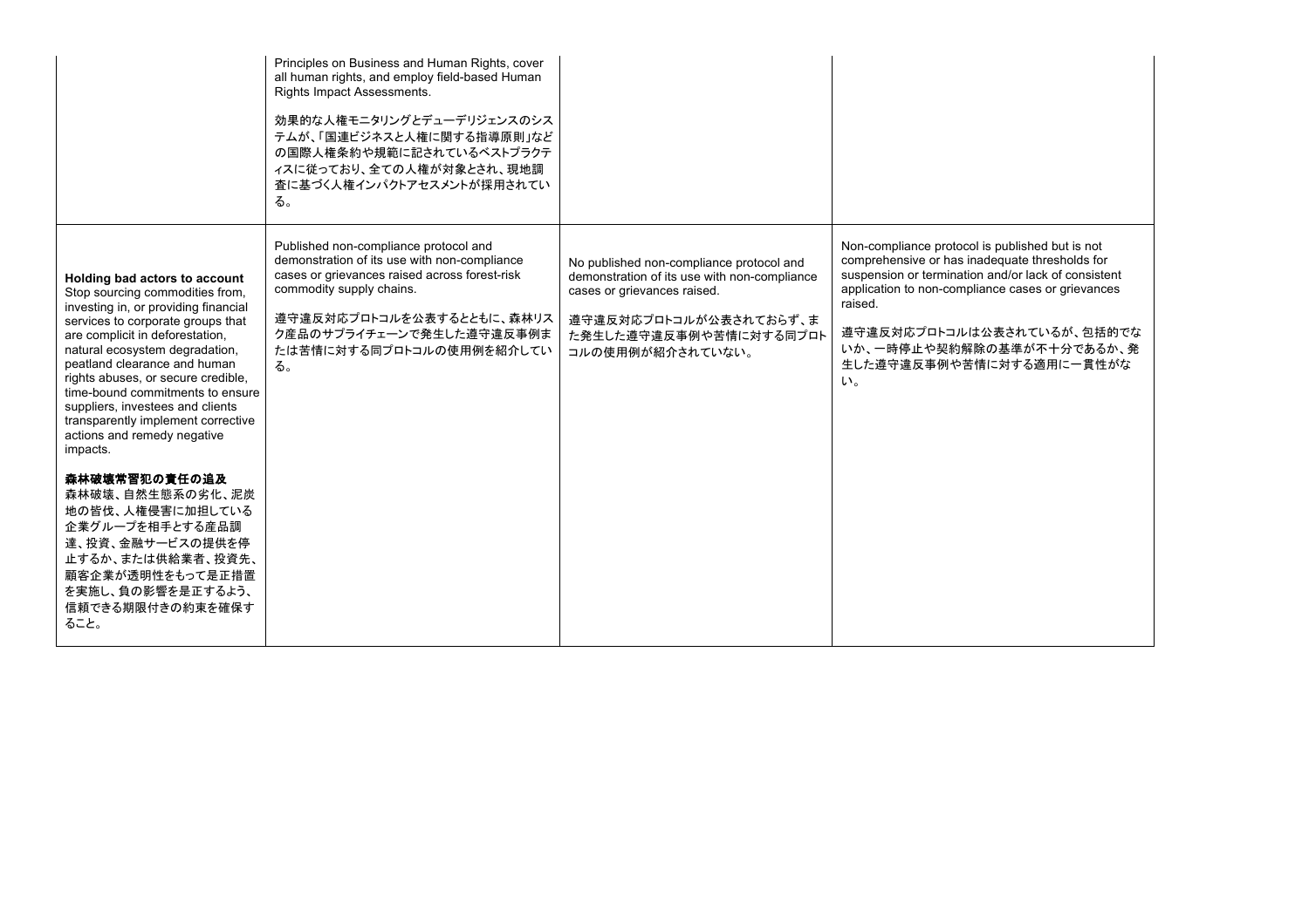| | | | |
|---|---|---|---|
| | Principles on Business and Human Rights, cover all human rights, and employ field-based Human Rights Impact Assessments.<br><br>効果的な人権モニタリングとデューデリジェンスのシステムが、「国連ビジネスと人権に関する指導原則」などの国際人権条約や規範に記されているベストプラクティスに従っており、全ての人権が対象とされ、現地調査に基づく人権インパクトアセスメントが採用されている。 | | |
| **Holding bad actors to account**<br>Stop sourcing commodities from, investing in, or providing financial services to corporate groups that are complicit in deforestation, natural ecosystem degradation, peatland clearance and human rights abuses, or secure credible, time-bound commitments to ensure suppliers, investees and clients transparently implement corrective actions and remedy negative impacts.<br><br>**森林破壊常習犯の責任の追及**<br>森林破壊、自然生態系の劣化、泥炭地の皆伐、人権侵害に加担している企業グループを相手とする産品調達、投資、金融サービスの提供を停止するか、または供給業者、投資先、顧客企業が透明性をもって是正措置を実施し、負の影響を是正するよう、信頼できる期限付きの約束を確保すること。 | Published non-compliance protocol and demonstration of its use with non-compliance cases or grievances raised across forest-risk commodity supply chains.<br><br>遵守違反対応プロトコルを公表するとともに、森林リスク産品のサプライチェーンで発生した遵守違反事例または苦情に対する同プロトコルの使用例を紹介している。 | No published non-compliance protocol and demonstration of its use with non-compliance cases or grievances raised.<br><br>遵守違反対応プロトコルが公表されておらず、また発生した遵守違反事例や苦情に対する同プロトコルの使用例が紹介されていない。 | Non-compliance protocol is published but is not comprehensive or has inadequate thresholds for suspension or termination and/or lack of consistent application to non-compliance cases or grievances raised.<br><br>遵守違反対応プロトコルは公表されているが、包括的でないか、一時停止や契約解除の基準が不十分であるか、発生した遵守違反事例や苦情に対する適用に一貫性がない。 |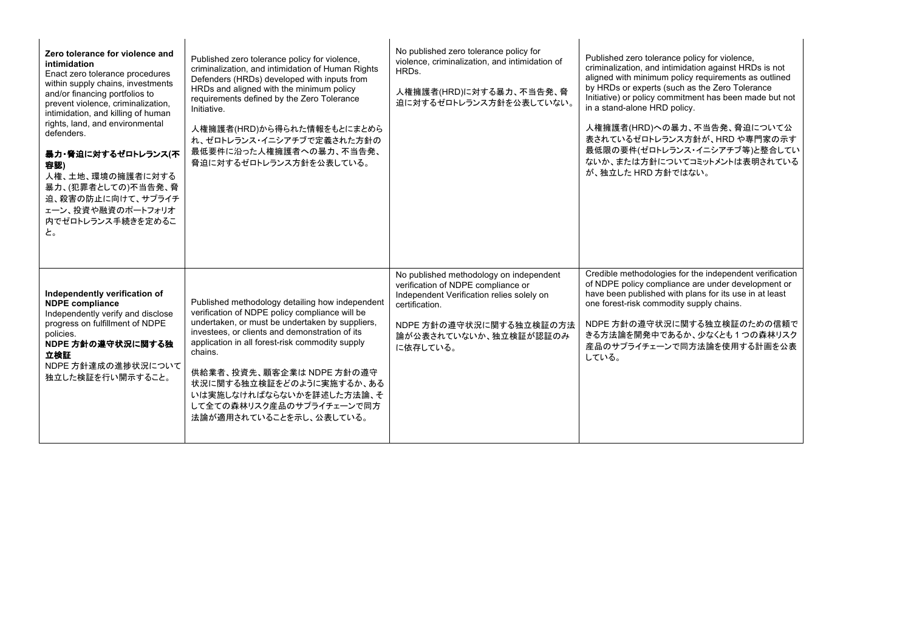| | | | |
|---|---|---|---|
| **Zero tolerance for violence and intimidation**<br>Enact zero tolerance procedures within supply chains, investments and/or financing portfolios to prevent violence, criminalization, intimidation, and killing of human rights, land, and environmental defenders.<br><br>**暴力・脅迫に対するゼロトレランス(不容認)**<br>人権、土地、環境の擁護者に対する暴力、(犯罪者としての)不当告発、脅迫、殺害の防止に向けて、サプライチェーン、投資や融資のポートフォリオ内でゼロトレランス手続きを定めること。 | Published zero tolerance policy for violence, criminalization, and intimidation of Human Rights Defenders (HRDs) developed with inputs from HRDs and aligned with the minimum policy requirements defined by the Zero Tolerance Initiative.<br><br>人権擁護者(HRD)から得られた情報をもとにまとめられ、ゼロトレランス・イニシアチブで定義された方針の最低要件に沿った人権擁護者への暴力、不当告発、脅迫に対するゼロトレランス方針を公表している。 | No published zero tolerance policy for violence, criminalization, and intimidation of HRDs.<br><br>人権擁護者(HRD)に対する暴力、不当告発、脅迫に対するゼロトレランス方針を公表していない。 | Published zero tolerance policy for violence, criminalization, and intimidation against HRDs is not aligned with minimum policy requirements as outlined by HRDs or experts (such as the Zero Tolerance Initiative) or policy commitment has been made but not in a stand-alone HRD policy.<br><br>人権擁護者(HRD)への暴力、不当告発、脅迫について公表されているゼロトレランス方針が、HRD や専門家の示す最低限の要件(ゼロトレランス・イニシアチブ等)と整合していないか、または方針についてコミットメントは表明されているが、独立した HRD 方針ではない。 |
| **Independently verification of NDPE compliance**<br>Independently verify and disclose progress on fulfillment of NDPE policies.<br>**NDPE 方針の遵守状況に関する独立検証**<br>NDPE 方針達成の進捗状況について独立した検証を行い開示すること。 | Published methodology detailing how independent verification of NDPE policy compliance will be undertaken, or must be undertaken by suppliers, investees, or clients and demonstration of its application in all forest-risk commodity supply chains.<br><br>供給業者、投資先、顧客企業は NDPE 方針の遵守状況に関する独立検証をどのように実施するか、あるいは実施しなければならないかを詳述した方法論、そして全ての森林リスク産品のサプライチェーンで同方法論が適用されていることを示し、公表している。 | No published methodology on independent verification of NDPE compliance or Independent Verification relies solely on certification.<br><br>NDPE 方針の遵守状況に関する独立検証の方法論が公表されていないか、独立検証が認証のみに依存している。 | Credible methodologies for the independent verification of NDPE policy compliance are under development or have been published with plans for its use in at least one forest-risk commodity supply chains.<br><br>NDPE 方針の遵守状況に関する独立検証のための信頼できる方法論を開発中であるか、少なくとも 1 つの森林リスク産品のサプライチェーンで同方法論を使用する計画を公表している。 |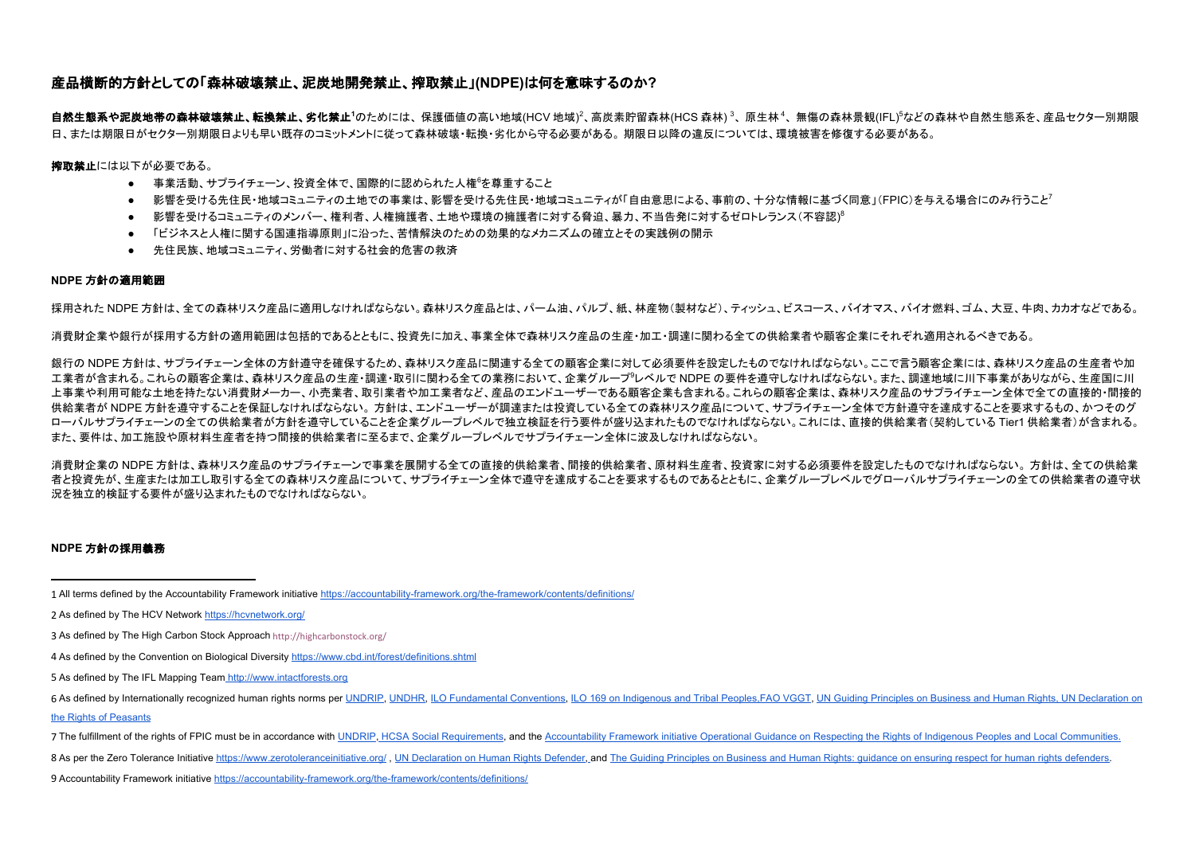## 産品横断的方針としての「森林破壊禁止、泥炭地開発禁止、搾取禁止」(NDPE)は何を意味するのか?

**自然生態系や泥炭地帯の森林破壊禁止、転換禁止、劣化禁止**[1]のためには、保護価値の高い地域(HCV 地域)[2]、高炭素貯留森林(HCS 森林) [3]、原生林[4]、無傷の森林景観(IFL)[5]などの森林や自然生態系を、産品セクター別期限日、または期限日がセクター別期限日よりも早い既存のコミットメントに従って森林破壊・転換・劣化から守る必要がある。期限日以降の違反については、環境被害を修復する必要がある。

**搾取禁止**には以下が必要である。

- 事業活動、サプライチェーン、投資全体で、国際的に認められた人権[6]を尊重すること
- 影響を受ける先住民・地域コミュニティの土地での事業は、影響を受ける先住民・地域コミュニティが「自由意思による、事前の、十分な情報に基づく同意」(FPIC)を与える場合にのみ行うこと[7]
- 影響を受けるコミュニティのメンバー、権利者、人権擁護者、土地や環境の擁護者に対する脅迫、暴力、不当告発に対するゼロトレランス(不容認)[8]
- 「ビジネスと人権に関する国連指導原則」に沿った、苦情解決のための効果的なメカニズムの確立とその実践例の開示
- 先住民族、地域コミュニティ、労働者に対する社会的危害の救済

### NDPE 方針の適用範囲

採用された NDPE 方針は、全ての森林リスク産品に適用しなければならない。森林リスク産品とは、パーム油、パルプ、紙、林産物(製材など)、ティッシュ、ビスコース、バイオマス、バイオ燃料、ゴム、大豆、牛肉、カカオなどである。

消費財企業や銀行が採用する方針の適用範囲は包括的であるとともに、投資先に加え、事業全体で森林リスク産品の生産・加工・調達に関わる全ての供給業者や顧客企業にそれぞれ適用されるべきである。

銀行の NDPE 方針は、サプライチェーン全体の方針遵守を確保するため、森林リスク産品に関連する全ての顧客企業に対して必須要件を設定したものでなければならない。ここで言う顧客企業には、森林リスク産品の生産者や加工業者が含まれる。これらの顧客企業は、森林リスク産品の生産・調達・取引に関わる全ての業務において、企業グループ[9]レベルで NDPE の要件を遵守しなければならない。また、調達地域に川下事業がありながら、生産国に川上事業や利用可能な土地を持たない消費財メーカー、小売業者、取引業者や加工業者など、産品のエンドユーザーである顧客企業も含まれる。これらの顧客企業は、森林リスク産品のサプライチェーン全体で全ての直接的・間接的供給業者が NDPE 方針を遵守することを保証しなければならない。方針は、エンドユーザーが調達または投資している全ての森林リスク産品について、サプライチェーン全体で方針遵守を達成することを要求するもの、かつそのグローバルサプライチェーンの全ての供給業者が方針を遵守していることを企業グループレベルで独立検証を行う要件が盛り込まれたものでなければならない。これには、直接的供給業者(契約している Tier1 供給業者)が含まれる。また、要件は、加工施設や原材料生産者を持つ間接的供給業者に至るまで、企業グループレベルでサプライチェーン全体に波及しなければならない。

消費財企業の NDPE 方針は、森林リスク産品のサプライチェーンで事業を展開する全ての直接的供給業者、間接的供給業者、原材料生産者、投資家に対する必須要件を設定したものでなければならない。方針は、全ての供給業者と投資先が、生産または加工し取引する全ての森林リスク産品について、サプライチェーン全体で遵守を達成することを要求するものであるとともに、企業グループレベルでグローバルサプライチェーンの全ての供給業者の遵守状況を独立的検証する要件が盛り込まれたものでなければならない。

### NDPE 方針の採用義務

---

1 All terms defined by the Accountability Framework initiative https://accountability-framework.org/the-framework/contents/definitions/

2 As defined by The HCV Network https://hcvnetwork.org/

3 As defined by The High Carbon Stock Approach http://highcarbonstock.org/

4 As defined by the Convention on Biological Diversity https://www.cbd.int/forest/definitions.shtml

5 As defined by The IFL Mapping Team http://www.intactforests.org

6 As defined by Internationally recognized human rights norms per UNDRIP, UNDHR, ILO Fundamental Conventions, ILO 169 on Indigenous and Tribal Peoples,FAO VGGT, UN Guiding Principles on Business and Human Rights, UN Declaration on the Rights of Peasants

7 The fulfillment of the rights of FPIC must be in accordance with UNDRIP, HCSA Social Requirements, and the Accountability Framework initiative Operational Guidance on Respecting the Rights of Indigenous Peoples and Local Communities.

8 As per the Zero Tolerance Initiative https://www.zerotoleranceinitiative.org/ , UN Declaration on Human Rights Defender, and The Guiding Principles on Business and Human Rights: guidance on ensuring respect for human rights defenders.

9 Accountability Framework initiative https://accountability-framework.org/the-framework/contents/definitions/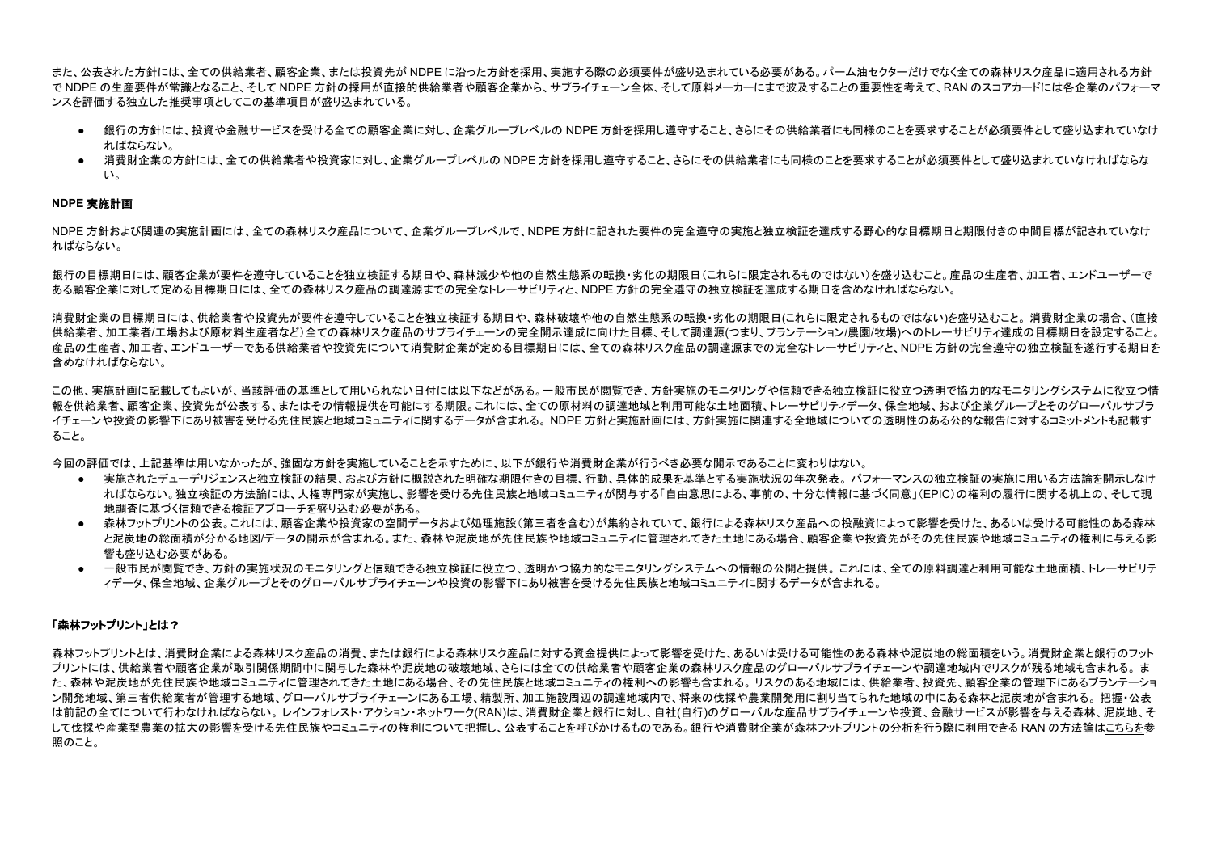また、公表された方針には、全ての供給業者、顧客企業、または投資先が NDPE に沿った方針を採用、実施する際の必須要件が盛り込まれている必要がある。パーム油セクターだけでなく全ての森林リスク産品に適用される方針で NDPE の生産要件が常識となること、そして NDPE 方針の採用が直接的供給業者や顧客企業から、サプライチェーン全体、そして原料メーカーにまで波及することの重要性を考えて、RAN のスコアカードには各企業のパフォーマンスを評価する独立した推奨事項としてこの基準項目が盛り込まれている。

- 銀行の方針には、投資や金融サービスを受ける全ての顧客企業に対し、企業グループレベルの NDPE 方針を採用し遵守すること、さらにその供給業者にも同様のことを要求することが必須要件として盛り込まれていなければならない。
- 消費財企業の方針には、全ての供給業者や投資家に対し、企業グループレベルの NDPE 方針を採用し遵守すること、さらにその供給業者にも同様のことを要求することが必須要件として盛り込まれていなければならない。

**NDPE 実施計画**

NDPE 方針および関連の実施計画には、全ての森林リスク産品について、企業グループレベルで、NDPE 方針に記された要件の完全遵守の実施と独立検証を達成する野心的な目標期日と期限付きの中間目標が記されていなければならない。

銀行の目標期日には、顧客企業が要件を遵守していることを独立検証する期日や、森林減少や他の自然生態系の転換・劣化の期限日（これらに限定されるものではない）を盛り込むこと。産品の生産者、加工者、エンドユーザーである顧客企業に対して定める目標期日には、全ての森林リスク産品の調達源までの完全なトレーサビリティと、NDPE 方針の完全遵守の独立検証を達成する期日を含めなければならない。

消費財企業の目標期日には、供給業者や投資先が要件を遵守していることを独立検証する期日や、森林破壊や他の自然生態系の転換・劣化の期限日(これらに限定されるものではない)を盛り込むこと。消費財企業の場合、(直接供給業者、加工業者/工場および原材料生産者など）全ての森林リスク産品のサプライチェーンの完全開示達成に向けた目標、そして調達源(つまり、プランテーション/農園/牧場)へのトレーサビリティ達成の目標期日を設定すること。産品の生産者、加工者、エンドユーザーである供給業者や投資先について消費財企業が定める目標期日には、全ての森林リスク産品の調達源までの完全なトレーサビリティと、NDPE 方針の完全遵守の独立検証を遂行する期日を含めなければならない。

この他、実施計画に記載してもよいが、当該評価の基準として用いられない日付には以下などがある。一般市民が閲覧でき、方針実施のモニタリングや信頼できる独立検証に役立つ透明で協力的なモニタリングシステムに役立つ情報を供給業者、顧客企業、投資先が公表する、またはその情報提供を可能にする期限。これには、全ての原材料の調達地域と利用可能な土地面積、トレーサビリティデータ、保全地域、および企業グループとそのグローバルサプライチェーンや投資の影響下にあり被害を受ける先住民族と地域コミュニティに関するデータが含まれる。NDPE 方針と実施計画には、方針実施に関連する全地域についての透明性のある公的な報告に対するコミットメントも記載すること。

今回の評価では、上記基準は用いなかったが、強固な方針を実施していることを示すために、以下が銀行や消費財企業が行うべき必要な開示であることに変わりはない。

- 実施されたデューデリジェンスと独立検証の結果、および方針に概説された明確な期限付きの目標、行動、具体的成果を基準とする実施状況の年次発表。パフォーマンスの独立検証の実施に用いる方法論を開示しなければならない。独立検証の方法論には、人権専門家が実施し、影響を受ける先住民族と地域コミュニティが関与する「自由意思による、事前の、十分な情報に基づく同意」(EPIC)の権利の履行に関する机上の、そして現地調査に基づく信頼できる検証アプローチを盛り込む必要がある。
- 森林フットプリントの公表。これには、顧客企業や投資家の空間データおよび処理施設（第三者を含む）が集約されていて、銀行による森林リスク産品への投融資によって影響を受けた、あるいは受ける可能性のある森林と泥炭地の総面積が分かる地図/データの開示が含まれる。また、森林や泥炭地が先住民族や地域コミュニティに管理されてきた土地にある場合、顧客企業や投資先がその先住民族や地域コミュニティの権利に与える影響も盛り込む必要がある。
- 一般市民が閲覧でき、方針の実施状況のモニタリングと信頼できる独立検証に役立つ、透明かつ協力的なモニタリングシステムへの情報の公開と提供。これには、全ての原料調達と利用可能な土地面積、トレーサビリティデータ、保全地域、企業グループとそのグローバルサプライチェーンや投資の影響下にあり被害を受ける先住民族と地域コミュニティに関するデータが含まれる。

**「森林フットプリント」とは？**

森林フットプリントとは、消費財企業による森林リスク産品の消費、または銀行による森林リスク産品に対する資金提供によって影響を受けた、あるいは受ける可能性のある森林や泥炭地の総面積をいう。消費財企業と銀行のフットプリントには、供給業者や顧客企業が取引関係期間中に関与した森林や泥炭地の破壊地域、さらには全ての供給業者や顧客企業の森林リスク産品のグローバルサプライチェーンや調達地域内でリスクが残る地域も含まれる。また、森林や泥炭地が先住民族や地域コミュニティに管理されてきた土地にある場合、その先住民族と地域コミュニティの権利への影響も含まれる。リスクのある地域には、供給業者、投資先、顧客企業の管理下にあるプランテーション開発地域、第三者供給業者が管理する地域、グローバルサプライチェーンにある工場、精製所、加工施設周辺の調達地域内で、将来の伐採や農業開発用に割り当てられた地域の中にある森林と泥炭地が含まれる。把握・公表は前記の全てについて行わなければならない。レインフォレスト・アクション・ネットワーク(RAN)は、消費財企業と銀行に対し、自社(自行)のグローバルな産品サプライチェーンや投資、金融サービスが影響を与える森林、泥炭地、そして伐採や産業型農業の拡大の影響を受ける先住民族やコミュニティの権利について把握し、公表することを呼びかけるものである。銀行や消費財企業が森林フットプリントの分析を行う際に利用できる RAN の方法論はこちらを参照のこと。